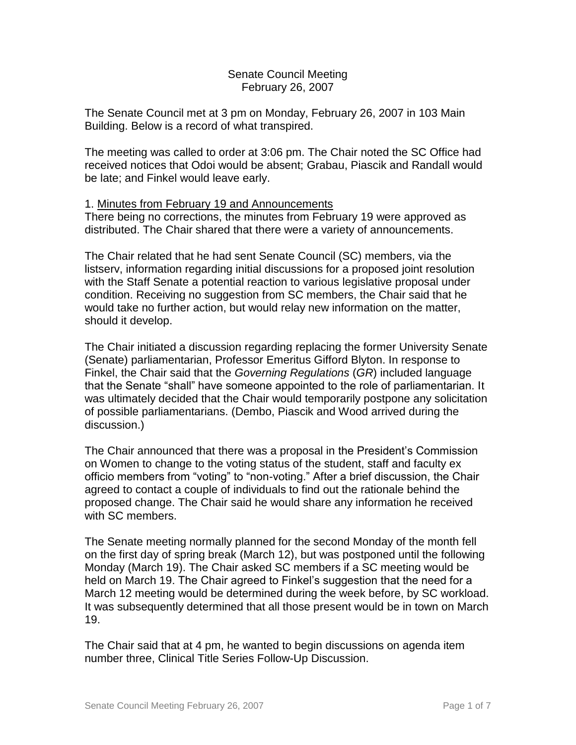Senate Council Meeting
February 26, 2007

The Senate Council met at 3 pm on Monday, February 26, 2007 in 103 Main Building. Below is a record of what transpired.

The meeting was called to order at 3:06 pm. The Chair noted the SC Office had received notices that Odoi would be absent; Grabau, Piascik and Randall would be late; and Finkel would leave early.

1. Minutes from February 19 and Announcements

There being no corrections, the minutes from February 19 were approved as distributed. The Chair shared that there were a variety of announcements.

The Chair related that he had sent Senate Council (SC) members, via the listserv, information regarding initial discussions for a proposed joint resolution with the Staff Senate a potential reaction to various legislative proposal under condition. Receiving no suggestion from SC members, the Chair said that he would take no further action, but would relay new information on the matter, should it develop.

The Chair initiated a discussion regarding replacing the former University Senate (Senate) parliamentarian, Professor Emeritus Gifford Blyton. In response to Finkel, the Chair said that the *Governing Regulations* (*GR*) included language that the Senate "shall" have someone appointed to the role of parliamentarian. It was ultimately decided that the Chair would temporarily postpone any solicitation of possible parliamentarians. (Dembo, Piascik and Wood arrived during the discussion.)

The Chair announced that there was a proposal in the President's Commission on Women to change to the voting status of the student, staff and faculty ex officio members from "voting" to "non-voting." After a brief discussion, the Chair agreed to contact a couple of individuals to find out the rationale behind the proposed change. The Chair said he would share any information he received with SC members.

The Senate meeting normally planned for the second Monday of the month fell on the first day of spring break (March 12), but was postponed until the following Monday (March 19). The Chair asked SC members if a SC meeting would be held on March 19. The Chair agreed to Finkel's suggestion that the need for a March 12 meeting would be determined during the week before, by SC workload. It was subsequently determined that all those present would be in town on March 19.

The Chair said that at 4 pm, he wanted to begin discussions on agenda item number three, Clinical Title Series Follow-Up Discussion.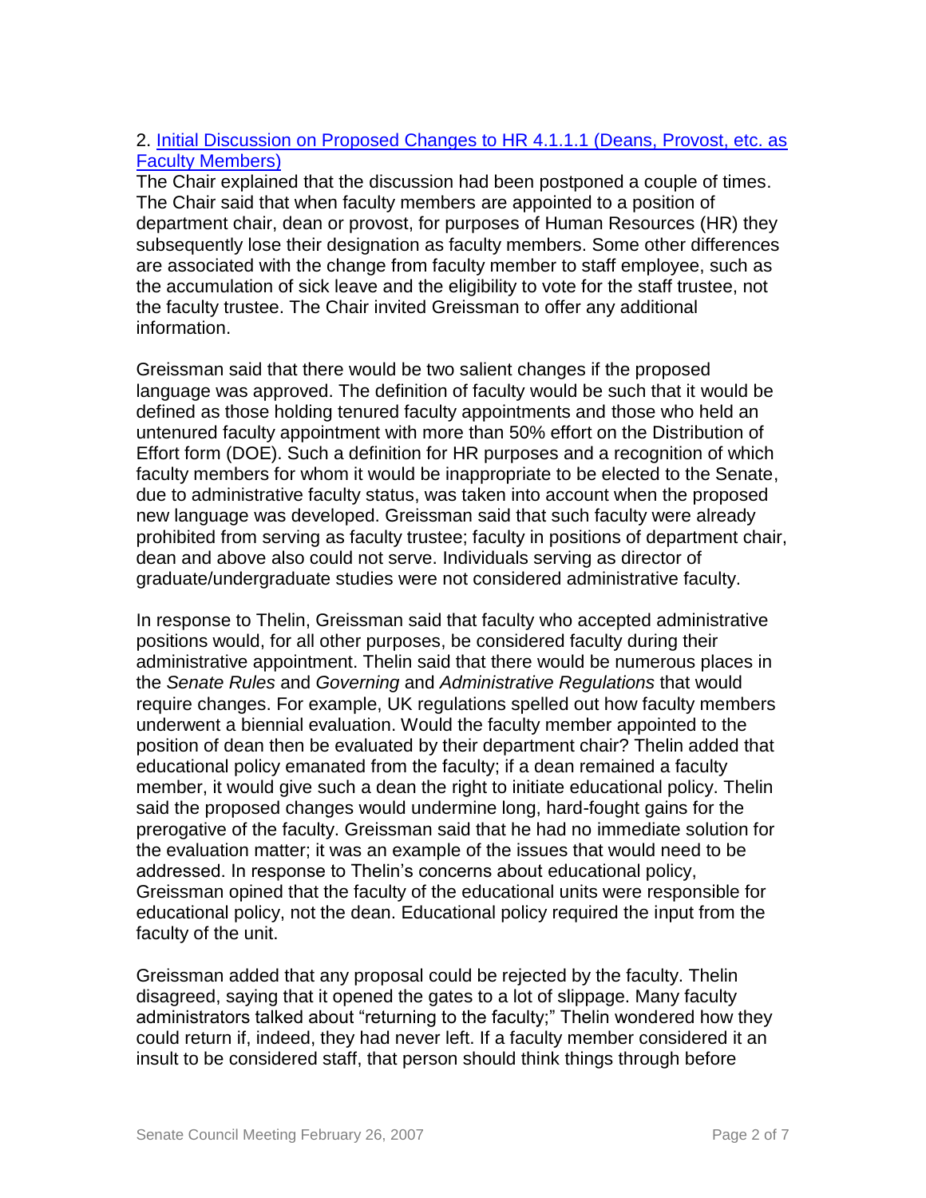2. [Initial Discussion on Proposed Changes to HR 4.1.1.1 (Deans, Provost, etc. as Faculty Members)]

The Chair explained that the discussion had been postponed a couple of times. The Chair said that when faculty members are appointed to a position of department chair, dean or provost, for purposes of Human Resources (HR) they subsequently lose their designation as faculty members. Some other differences are associated with the change from faculty member to staff employee, such as the accumulation of sick leave and the eligibility to vote for the staff trustee, not the faculty trustee. The Chair invited Greissman to offer any additional information.

Greissman said that there would be two salient changes if the proposed language was approved. The definition of faculty would be such that it would be defined as those holding tenured faculty appointments and those who held an untenured faculty appointment with more than 50% effort on the Distribution of Effort form (DOE). Such a definition for HR purposes and a recognition of which faculty members for whom it would be inappropriate to be elected to the Senate, due to administrative faculty status, was taken into account when the proposed new language was developed. Greissman said that such faculty were already prohibited from serving as faculty trustee; faculty in positions of department chair, dean and above also could not serve. Individuals serving as director of graduate/undergraduate studies were not considered administrative faculty.

In response to Thelin, Greissman said that faculty who accepted administrative positions would, for all other purposes, be considered faculty during their administrative appointment. Thelin said that there would be numerous places in the *Senate Rules* and *Governing* and *Administrative Regulations* that would require changes. For example, UK regulations spelled out how faculty members underwent a biennial evaluation. Would the faculty member appointed to the position of dean then be evaluated by their department chair? Thelin added that educational policy emanated from the faculty; if a dean remained a faculty member, it would give such a dean the right to initiate educational policy. Thelin said the proposed changes would undermine long, hard-fought gains for the prerogative of the faculty. Greissman said that he had no immediate solution for the evaluation matter; it was an example of the issues that would need to be addressed. In response to Thelin's concerns about educational policy, Greissman opined that the faculty of the educational units were responsible for educational policy, not the dean. Educational policy required the input from the faculty of the unit.

Greissman added that any proposal could be rejected by the faculty. Thelin disagreed, saying that it opened the gates to a lot of slippage. Many faculty administrators talked about "returning to the faculty;" Thelin wondered how they could return if, indeed, they had never left. If a faculty member considered it an insult to be considered staff, that person should think things through before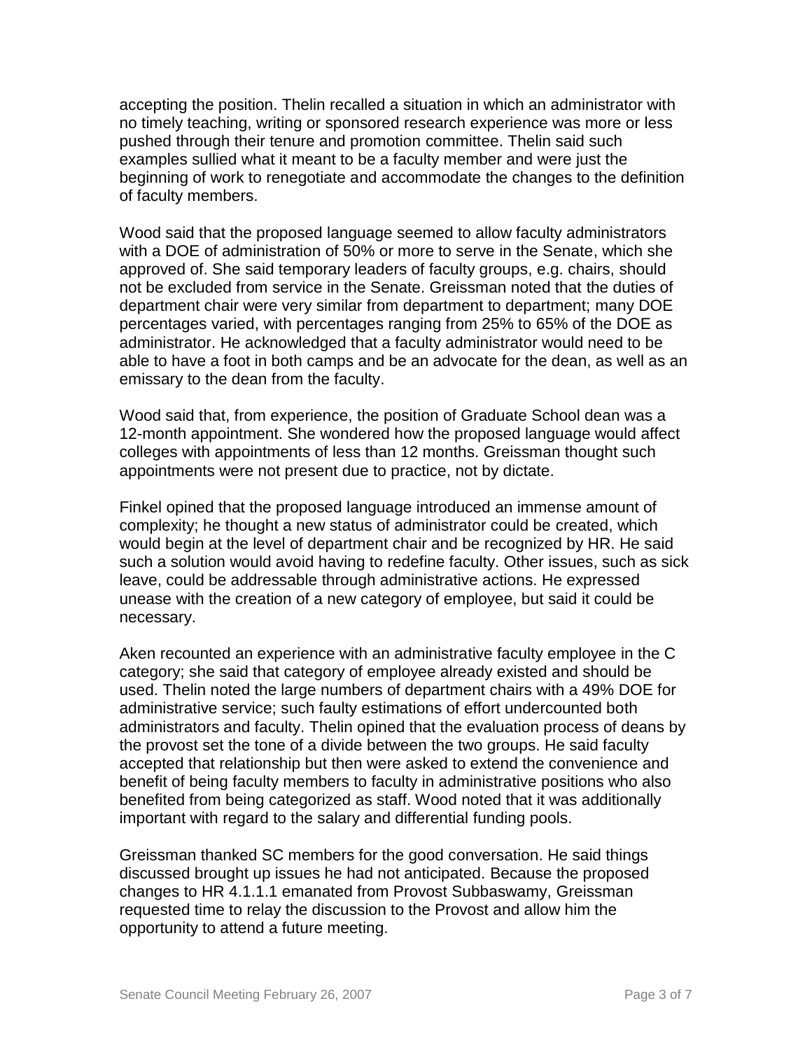accepting the position. Thelin recalled a situation in which an administrator with no timely teaching, writing or sponsored research experience was more or less pushed through their tenure and promotion committee. Thelin said such examples sullied what it meant to be a faculty member and were just the beginning of work to renegotiate and accommodate the changes to the definition of faculty members.

Wood said that the proposed language seemed to allow faculty administrators with a DOE of administration of 50% or more to serve in the Senate, which she approved of. She said temporary leaders of faculty groups, e.g. chairs, should not be excluded from service in the Senate. Greissman noted that the duties of department chair were very similar from department to department; many DOE percentages varied, with percentages ranging from 25% to 65% of the DOE as administrator. He acknowledged that a faculty administrator would need to be able to have a foot in both camps and be an advocate for the dean, as well as an emissary to the dean from the faculty.

Wood said that, from experience, the position of Graduate School dean was a 12-month appointment. She wondered how the proposed language would affect colleges with appointments of less than 12 months. Greissman thought such appointments were not present due to practice, not by dictate.

Finkel opined that the proposed language introduced an immense amount of complexity; he thought a new status of administrator could be created, which would begin at the level of department chair and be recognized by HR. He said such a solution would avoid having to redefine faculty. Other issues, such as sick leave, could be addressable through administrative actions. He expressed unease with the creation of a new category of employee, but said it could be necessary.

Aken recounted an experience with an administrative faculty employee in the C category; she said that category of employee already existed and should be used. Thelin noted the large numbers of department chairs with a 49% DOE for administrative service; such faulty estimations of effort undercounted both administrators and faculty. Thelin opined that the evaluation process of deans by the provost set the tone of a divide between the two groups. He said faculty accepted that relationship but then were asked to extend the convenience and benefit of being faculty members to faculty in administrative positions who also benefited from being categorized as staff. Wood noted that it was additionally important with regard to the salary and differential funding pools.

Greissman thanked SC members for the good conversation. He said things discussed brought up issues he had not anticipated. Because the proposed changes to HR 4.1.1.1 emanated from Provost Subbaswamy, Greissman requested time to relay the discussion to the Provost and allow him the opportunity to attend a future meeting.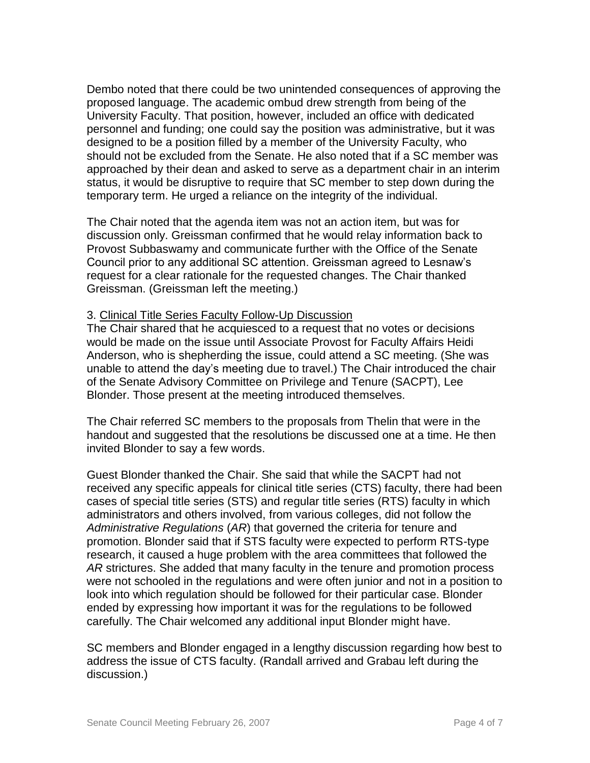Dembo noted that there could be two unintended consequences of approving the proposed language. The academic ombud drew strength from being of the University Faculty. That position, however, included an office with dedicated personnel and funding; one could say the position was administrative, but it was designed to be a position filled by a member of the University Faculty, who should not be excluded from the Senate. He also noted that if a SC member was approached by their dean and asked to serve as a department chair in an interim status, it would be disruptive to require that SC member to step down during the temporary term. He urged a reliance on the integrity of the individual.

The Chair noted that the agenda item was not an action item, but was for discussion only. Greissman confirmed that he would relay information back to Provost Subbaswamy and communicate further with the Office of the Senate Council prior to any additional SC attention. Greissman agreed to Lesnaw's request for a clear rationale for the requested changes. The Chair thanked Greissman. (Greissman left the meeting.)

3. <u>Clinical Title Series Faculty Follow-Up Discussion</u>

The Chair shared that he acquiesced to a request that no votes or decisions would be made on the issue until Associate Provost for Faculty Affairs Heidi Anderson, who is shepherding the issue, could attend a SC meeting. (She was unable to attend the day's meeting due to travel.) The Chair introduced the chair of the Senate Advisory Committee on Privilege and Tenure (SACPT), Lee Blonder. Those present at the meeting introduced themselves.

The Chair referred SC members to the proposals from Thelin that were in the handout and suggested that the resolutions be discussed one at a time. He then invited Blonder to say a few words.

Guest Blonder thanked the Chair. She said that while the SACPT had not received any specific appeals for clinical title series (CTS) faculty, there had been cases of special title series (STS) and regular title series (RTS) faculty in which administrators and others involved, from various colleges, did not follow the *Administrative Regulations* (*AR*) that governed the criteria for tenure and promotion. Blonder said that if STS faculty were expected to perform RTS-type research, it caused a huge problem with the area committees that followed the *AR* strictures. She added that many faculty in the tenure and promotion process were not schooled in the regulations and were often junior and not in a position to look into which regulation should be followed for their particular case. Blonder ended by expressing how important it was for the regulations to be followed carefully. The Chair welcomed any additional input Blonder might have.

SC members and Blonder engaged in a lengthy discussion regarding how best to address the issue of CTS faculty. (Randall arrived and Grabau left during the discussion.)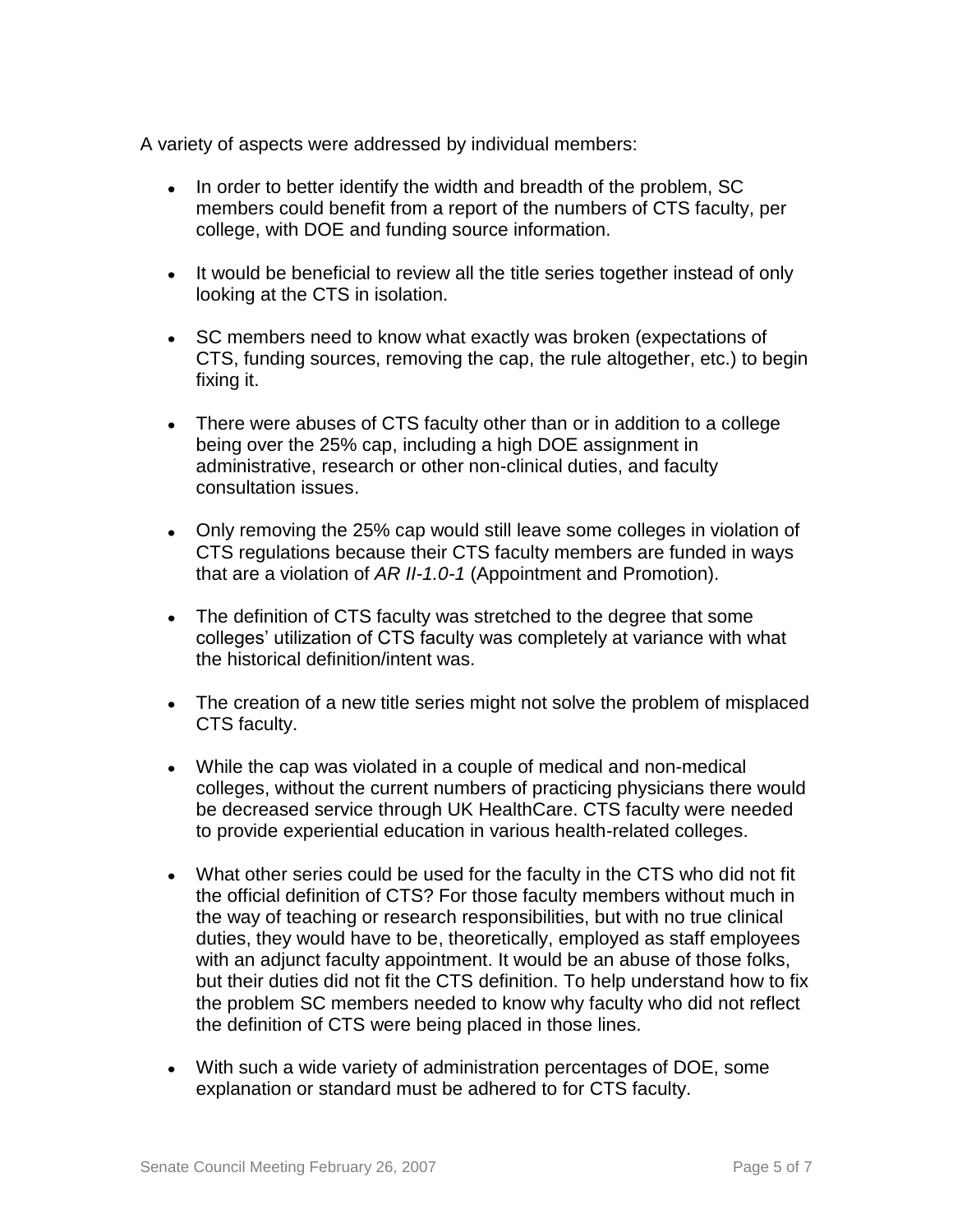A variety of aspects were addressed by individual members:

- In order to better identify the width and breadth of the problem, SC members could benefit from a report of the numbers of CTS faculty, per college, with DOE and funding source information.

- It would be beneficial to review all the title series together instead of only looking at the CTS in isolation.

- SC members need to know what exactly was broken (expectations of CTS, funding sources, removing the cap, the rule altogether, etc.) to begin fixing it.

- There were abuses of CTS faculty other than or in addition to a college being over the 25% cap, including a high DOE assignment in administrative, research or other non-clinical duties, and faculty consultation issues.

- Only removing the 25% cap would still leave some colleges in violation of CTS regulations because their CTS faculty members are funded in ways that are a violation of *AR II-1.0-1* (Appointment and Promotion).

- The definition of CTS faculty was stretched to the degree that some colleges' utilization of CTS faculty was completely at variance with what the historical definition/intent was.

- The creation of a new title series might not solve the problem of misplaced CTS faculty.

- While the cap was violated in a couple of medical and non-medical colleges, without the current numbers of practicing physicians there would be decreased service through UK HealthCare. CTS faculty were needed to provide experiential education in various health-related colleges.

- What other series could be used for the faculty in the CTS who did not fit the official definition of CTS? For those faculty members without much in the way of teaching or research responsibilities, but with no true clinical duties, they would have to be, theoretically, employed as staff employees with an adjunct faculty appointment. It would be an abuse of those folks, but their duties did not fit the CTS definition. To help understand how to fix the problem SC members needed to know why faculty who did not reflect the definition of CTS were being placed in those lines.

- With such a wide variety of administration percentages of DOE, some explanation or standard must be adhered to for CTS faculty.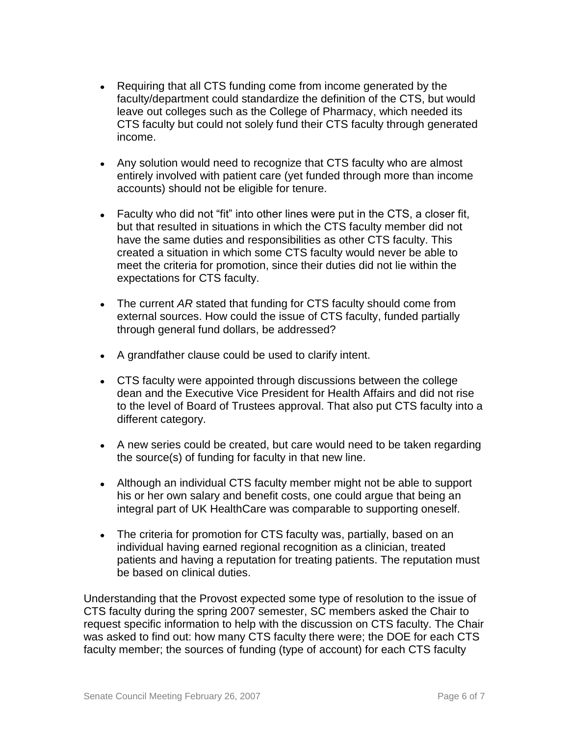- Requiring that all CTS funding come from income generated by the faculty/department could standardize the definition of the CTS, but would leave out colleges such as the College of Pharmacy, which needed its CTS faculty but could not solely fund their CTS faculty through generated income.

- Any solution would need to recognize that CTS faculty who are almost entirely involved with patient care (yet funded through more than income accounts) should not be eligible for tenure.

- Faculty who did not "fit" into other lines were put in the CTS, a closer fit, but that resulted in situations in which the CTS faculty member did not have the same duties and responsibilities as other CTS faculty. This created a situation in which some CTS faculty would never be able to meet the criteria for promotion, since their duties did not lie within the expectations for CTS faculty.

- The current *AR* stated that funding for CTS faculty should come from external sources. How could the issue of CTS faculty, funded partially through general fund dollars, be addressed?

- A grandfather clause could be used to clarify intent.

- CTS faculty were appointed through discussions between the college dean and the Executive Vice President for Health Affairs and did not rise to the level of Board of Trustees approval. That also put CTS faculty into a different category.

- A new series could be created, but care would need to be taken regarding the source(s) of funding for faculty in that new line.

- Although an individual CTS faculty member might not be able to support his or her own salary and benefit costs, one could argue that being an integral part of UK HealthCare was comparable to supporting oneself.

- The criteria for promotion for CTS faculty was, partially, based on an individual having earned regional recognition as a clinician, treated patients and having a reputation for treating patients. The reputation must be based on clinical duties.

Understanding that the Provost expected some type of resolution to the issue of CTS faculty during the spring 2007 semester, SC members asked the Chair to request specific information to help with the discussion on CTS faculty. The Chair was asked to find out: how many CTS faculty there were; the DOE for each CTS faculty member; the sources of funding (type of account) for each CTS faculty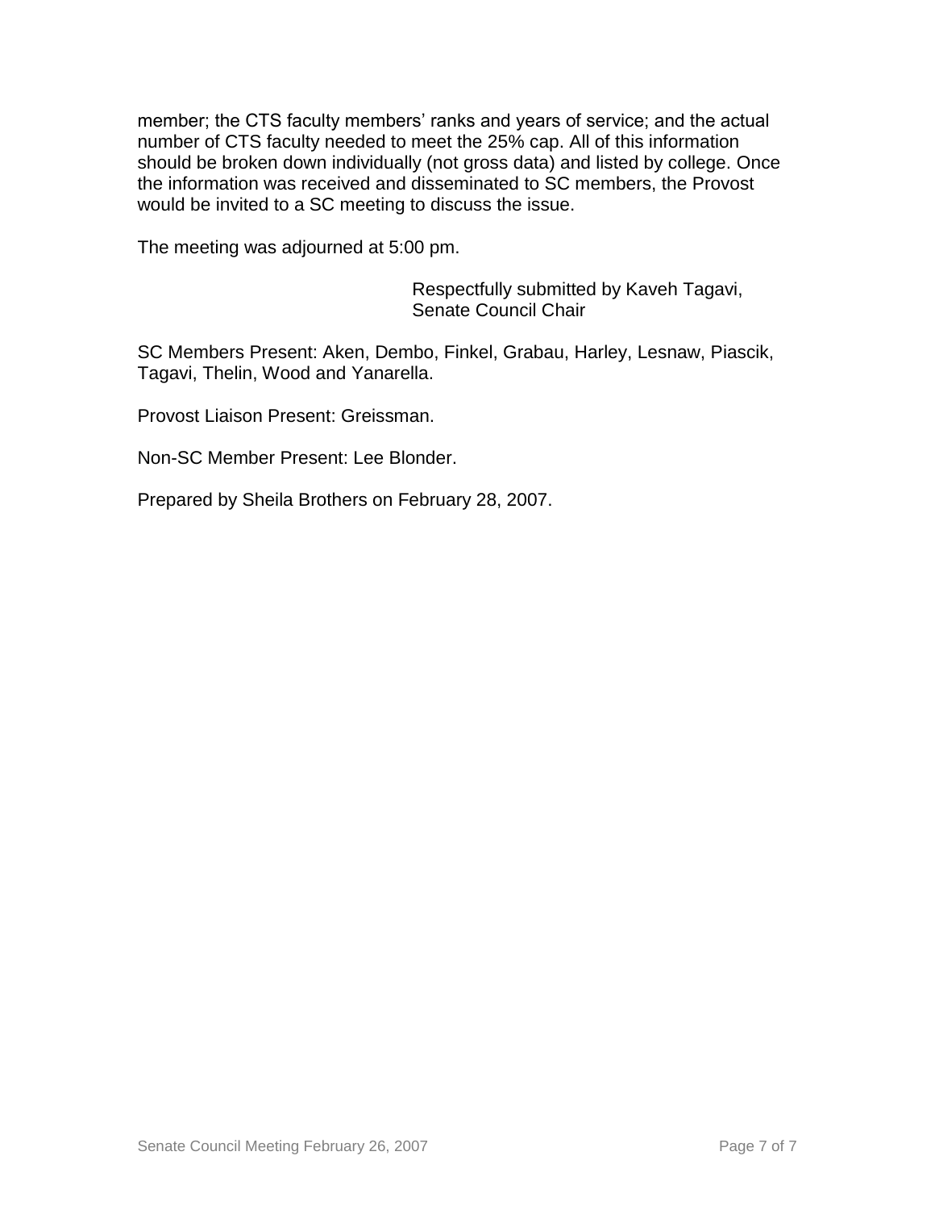member; the CTS faculty members' ranks and years of service; and the actual number of CTS faculty needed to meet the 25% cap. All of this information should be broken down individually (not gross data) and listed by college. Once the information was received and disseminated to SC members, the Provost would be invited to a SC meeting to discuss the issue.

The meeting was adjourned at 5:00 pm.

Respectfully submitted by Kaveh Tagavi,
Senate Council Chair

SC Members Present: Aken, Dembo, Finkel, Grabau, Harley, Lesnaw, Piascik, Tagavi, Thelin, Wood and Yanarella.

Provost Liaison Present: Greissman.

Non-SC Member Present: Lee Blonder.

Prepared by Sheila Brothers on February 28, 2007.